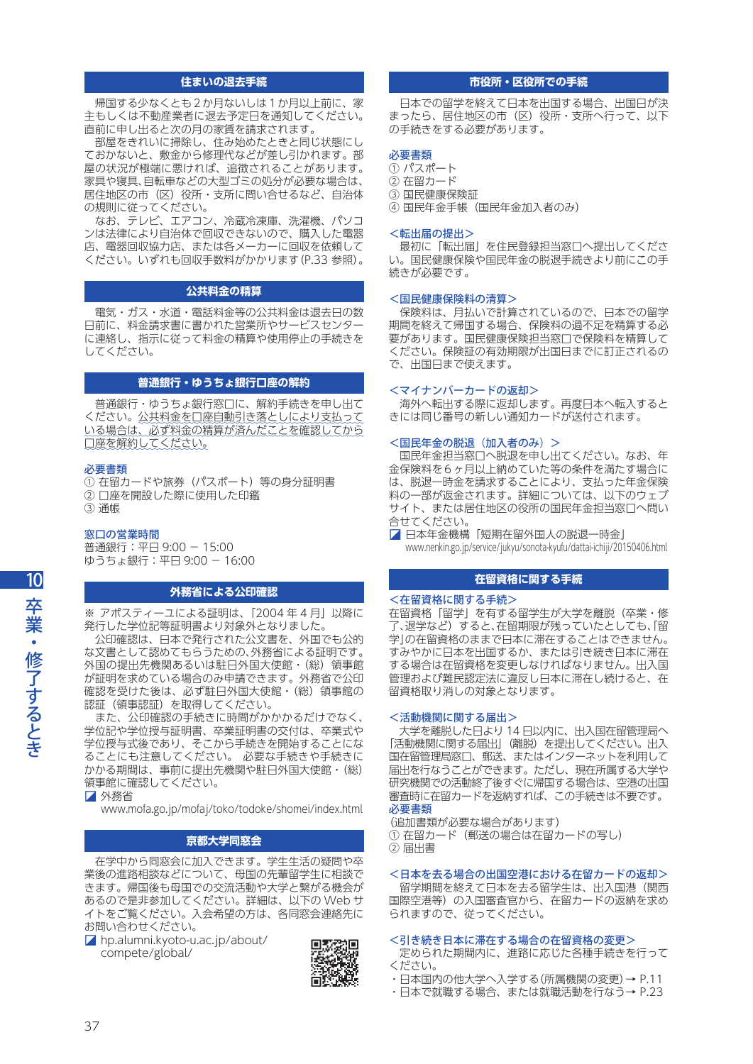## 住まいの退去手続

帰国する少なくとも2か月ないしは1か月以上前に、家主もしくは不動産業者に退去予定日を通知してください。直前に申し出ると次の月の家賃を請求されます。

部屋をきれいに掃除し、住み始めたときと同じ状態にしておかないと、敷金から修理代などが差し引かれます。部屋の状況が極端に悪ければ、追徴されることがあります。家具や寝具、自転車などの大型ゴミの処分が必要な場合は、居住地区の市（区）役所・支所に問い合せるなど、自治体の規則に従ってください。

なお、テレビ、エアコン、冷蔵冷凍庫、洗濯機、パソコンは法律により自治体で回収できないので、購入した電器店、電器回収協力店、または各メーカーに回収を依頼してください。いずれも回収手数料がかかります (P.33 参照)。

## 公共料金の精算

電気・ガス・水道・電話料金等の公共料金は退去日の数日前に、料金請求書に書かれた営業所やサービスセンターに連絡し、指示に従って料金の精算や使用停止の手続きをしてください。

## 普通銀行・ゆうちょ銀行口座の解約

普通銀行・ゆうちょ銀行窓口に、解約手続きを申し出てください。公共料金を口座自動引き落としにより支払っている場合は、必ず料金の精算が済んだことを確認してから口座を解約してください。

**必要書類**
① 在留カードや旅券（パスポート）等の身分証明書
② 口座を開設した際に使用した印鑑
③ 通帳

**窓口の営業時間**
普通銀行：平日 9:00 – 15:00
ゆうちょ銀行：平日 9:00 – 16:00

## 外務省による公印確認

※ アポスティーユによる証明は、「2004 年 4 月」以降に発行した学位記等証明書より対象外となりました。

公印確認は、日本で発行された公文書を、外国でも公的な文書として認めてもらうための、外務省による証明です。外国の提出先機関あるいは駐日外国大使館・（総）領事館が証明を求めている場合のみ申請できます。外務省で公印確認を受けた後は、必ず駐日外国大使館・（総）領事館の認証（領事認証）を取得してください。

また、公印確認の手続きに時間がかかるだけでなく、学位記や学位授与証明書、卒業証明書の交付は、卒業式や学位授与式後であり、そこから手続きを開始することになることにも注意してください。 必要な手続きや手続きにかかる期間は、事前に提出先機関や駐日外国大使館・（総）領事館に確認してください。

外務省
www.mofa.go.jp/mofaj/toko/todoke/shomei/index.html

## 京都大学同窓会

在学中から同窓会に加入できます。学生生活の疑問や卒業後の進路相談などについて、母国の先輩留学生に相談できます。帰国後も母国での交流活動や大学と繋がる機会がありますので是非参加してください。詳細は、以下の Web サイトをご覧ください。入会希望の方は、各同窓会連絡先にお問い合わせください。

hp.alumni.kyoto-u.ac.jp/about/compete/global/

## 市役所・区役所での手続

日本での留学を終えて日本を出国する場合、出国日が決まったら、居住地区の市（区）役所・支所へ行って、以下の手続きをする必要があります。

**必要書類**
① パスポート
② 在留カード
③ 国民健康保険証
④ 国民年金手帳（国民年金加入者のみ）

**＜転出届の提出＞**
最初に「転出届」を住民登録担当窓口へ提出してください。国民健康保険や国民年金の脱退手続きより前にこの手続きが必要です。

**＜国民健康保険料の清算＞**
保険料は、月払いで計算されているので、日本での留学期間を終えて帰国する場合、保険料の過不足を精算する必要があります。国民健康保険担当窓口で保険料を精算してください。保険証の有効期限が出国日までに訂正されるので、出国日まで使えます。

**＜マイナンバーカードの返却＞**
海外へ転出する際に返却します。再度日本へ転入するときには同じ番号の新しい通知カードが送付されます。

**＜国民年金の脱退（加入者のみ）＞**
国民年金担当窓口へ脱退を申し出てください。なお、年金保険料を 6 ヶ月以上納めていた等の条件を満たす場合には、脱退一時金を請求することにより、支払った年金保険料の一部が返金されます。詳細については、以下のウェブサイト、または居住地区の役所の国民年金担当窓口へ問い合せてください。

日本年金機構「短期在留外国人の脱退一時金」
www.nenkin.go.jp/service/jukyu/sonota-kyufu/dattai-ichiji/20150406.html

## 在留資格に関する手続

**＜在留資格に関する手続き＞**
在留資格「留学」を有する留学生が大学を離脱（卒業・修了、退学など）すると、在留期限が残っていたとしても、「留学」の在留資格のままで日本に滞在することはできません。すみやかに日本を出国するか、または引き続き日本に滞在する場合は在留資格を変更しなければなりません。出入国管理および難民認定法に違反し日本に滞在し続けると、在留資格取り消しの対象となります。

**＜活動機関に関する届出＞**
大学を離脱した日より 14 日以内に、出入国在留管理局へ「活動機関に関する届出」（離脱）を提出してください。出入国在留管理局窓口、郵送、またはインターネットを利用して届出を行なうことができます。ただし、現在所属する大学や研究機関での活動終了後すぐに帰国する場合は、空港の出国審査時に在留カードを返納すれば、この手続きは不要です。

**必要書類**
（追加書類が必要な場合があります）
① 在留カード（郵送の場合は在留カードの写し）
② 届出書

**＜日本を去る場合の出国空港における在留カードの返納＞**
留学期間を終えて日本を去る留学生は、出入国港（関西国際空港等）の入国審査官から、在留カードの返納を求められますので、従ってください。

**＜引き続き日本に滞在する場合の在留資格の変更＞**
定められた期間内に、進路に応じた各種手続きを行ってください。

- 日本国内の他大学へ入学する（所属機関の変更）→ P.11
- 日本で就職する場合、または就職活動を行なう→ P.23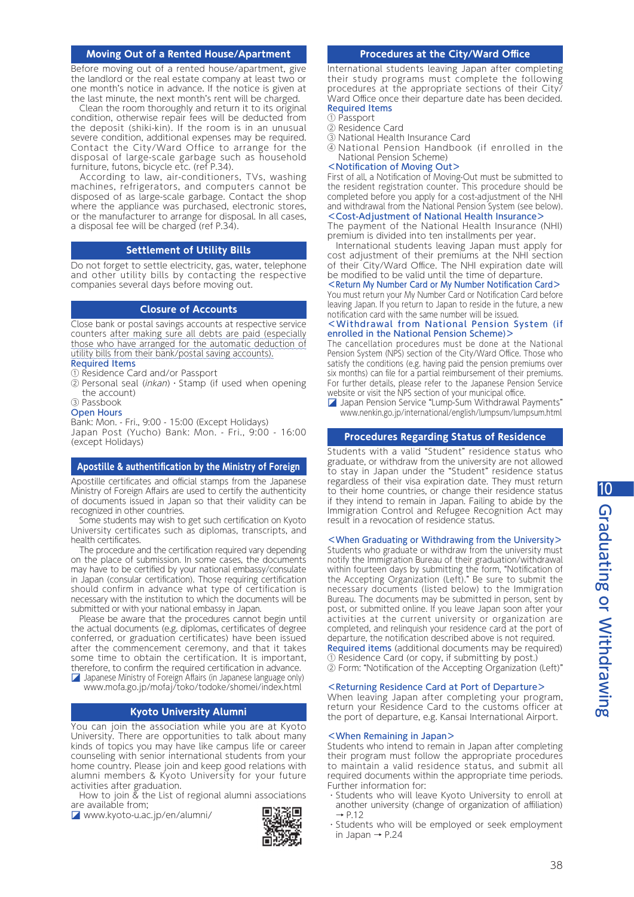## Moving Out of a Rented House/Apartment

Before moving out of a rented house/apartment, give the landlord or the real estate company at least two or one month's notice in advance. If the notice is given at the last minute, the next month's rent will be charged.

Clean the room thoroughly and return it to its original condition, otherwise repair fees will be deducted from the deposit (shiki-kin). If the room is in an unusual severe condition, additional expenses may be required. Contact the City/Ward Office to arrange for the disposal of large-scale garbage such as household furniture, futons, bicycle etc. (ref P.34).

According to law, air-conditioners, TVs, washing machines, refrigerators, and computers cannot be disposed of as large-scale garbage. Contact the shop where the appliance was purchased, electronic stores, or the manufacturer to arrange for disposal. In all cases, a disposal fee will be charged (ref P.34).

## Settlement of Utility Bills

Do not forget to settle electricity, gas, water, telephone and other utility bills by contacting the respective companies several days before moving out.

## Closure of Accounts

Close bank or postal savings accounts at respective service counters after making sure all debts are paid (especially those who have arranged for the automatic deduction of utility bills from their bank/postal saving accounts).

**Required Items**

① Residence Card and/or Passport
② Personal seal (*inkan*) · Stamp (if used when opening the account)
③ Passbook

**Open Hours**

Bank: Mon. - Fri., 9:00 - 15:00 (Except Holidays)
Japan Post (Yucho) Bank: Mon. - Fri., 9:00 - 16:00 (except Holidays)

## Apostille & authentification by the Ministry of Foreign

Apostille certificates and official stamps from the Japanese Ministry of Foreign Affairs are used to certify the authenticity of documents issued in Japan so that their validity can be recognized in other countries.

Some students may wish to get such certification on Kyoto University certificates such as diplomas, transcripts, and health certificates.

The procedure and the certification required vary depending on the place of submission. In some cases, the documents may have to be certified by your national embassy/consulate in Japan (consular certification). Those requiring certification should confirm in advance what type of certification is necessary with the institution to which the documents will be submitted or with your national embassy in Japan.

Please be aware that the procedures cannot begin until the actual documents (e.g. diplomas, certificates of degree conferred, or graduation certificates) have been issued after the commencement ceremony, and that it takes some time to obtain the certification. It is important, therefore, to confirm the required certification in advance.

Japanese Ministry of Foreign Affairs (in Japanese language only)
www.mofa.go.jp/mofaj/toko/todoke/shomei/index.html

## Kyoto University Alumni

You can join the association while you are at Kyoto University. There are opportunities to talk about many kinds of topics you may have like campus life or career counseling with senior international students from your home country. Please join and keep good relations with alumni members & Kyoto University for your future activities after graduation.

How to join & the List of regional alumni associations are available from;
www.kyoto-u.ac.jp/en/alumni/

## Procedures at the City/Ward Office

International students leaving Japan after completing their study programs must complete the following procedures at the appropriate sections of their City/Ward Office once their departure date has been decided.

**Required Items**

① Passport
② Residence Card
③ National Health Insurance Card
④ National Pension Handbook (if enrolled in the National Pension Scheme)

**<Notification of Moving Out>**

First of all, a Notification of Moving-Out must be submitted to the resident registration counter. This procedure should be completed before you apply for a cost-adjustment of the NHI and withdrawal from the National Pension System (see below).

**<Cost-Adjustment of National Health Insurance>**

The payment of the National Health Insurance (NHI) premium is divided into ten installments per year.

International students leaving Japan must apply for cost adjustment of their premiums at the NHI section of their City/Ward Office. The NHI expiration date will be modified to be valid until the time of departure.

**<Return My Number Card or My Number Notification Card>**

You must return your My Number Card or Notification Card before leaving Japan. If you return to Japan to reside in the future, a new notification card with the same number will be issued.

**<Withdrawal from National Pension System (if enrolled in the National Pension Scheme)>**

The cancellation procedures must be done at the National Pension System (NPS) section of the City/Ward Office. Those who satisfy the conditions (e.g. having paid the pension premiums over six months) can file for a partial reimbursement of their premiums. For further details, please refer to the Japanese Pension Service website or visit the NPS section of your municipal office.

Japan Pension Service "Lump-Sum Withdrawal Payments"
www.nenkin.go.jp/international/english/lumpsum/lumpsum.html

## Procedures Regarding Status of Residence

Students with a valid "Student" residence status who graduate, or withdraw from the university are not allowed to stay in Japan under the "Student" residence status regardless of their visa expiration date. They must return to their home countries, or change their residence status if they intend to remain in Japan. Failing to abide by the Immigration Control and Refugee Recognition Act may result in a revocation of residence status.

**<When Graduating or Withdrawing from the University>**

Students who graduate or withdraw from the university must notify the Immigration Bureau of their graduation/withdrawal within fourteen days by submitting the form, "Notification of the Accepting Organization (Left)." Be sure to submit the necessary documents (listed below) to the Immigration Bureau. The documents may be submitted in person, sent by post, or submitted online. If you leave Japan soon after your activities at the current university or organization are completed, and relinquish your residence card at the port of departure, the notification described above is not required.

**Required items** (additional documents may be required)

① Residence Card (or copy, if submitting by post.)
② Form: "Notification of the Accepting Organization (Left)"

**<Returning Residence Card at Port of Departure>**

When leaving Japan after completing your program, return your Residence Card to the customs officer at the port of departure, e.g. Kansai International Airport.

**<When Remaining in Japan>**

Students who intend to remain in Japan after completing their program must follow the appropriate procedures to maintain a valid residence status, and submit all required documents within the appropriate time periods.

Further information for:

- Students who will leave Kyoto University to enroll at another university (change of organization of affiliation) → P.12
- Students who will be employed or seek employment in Japan → P.24